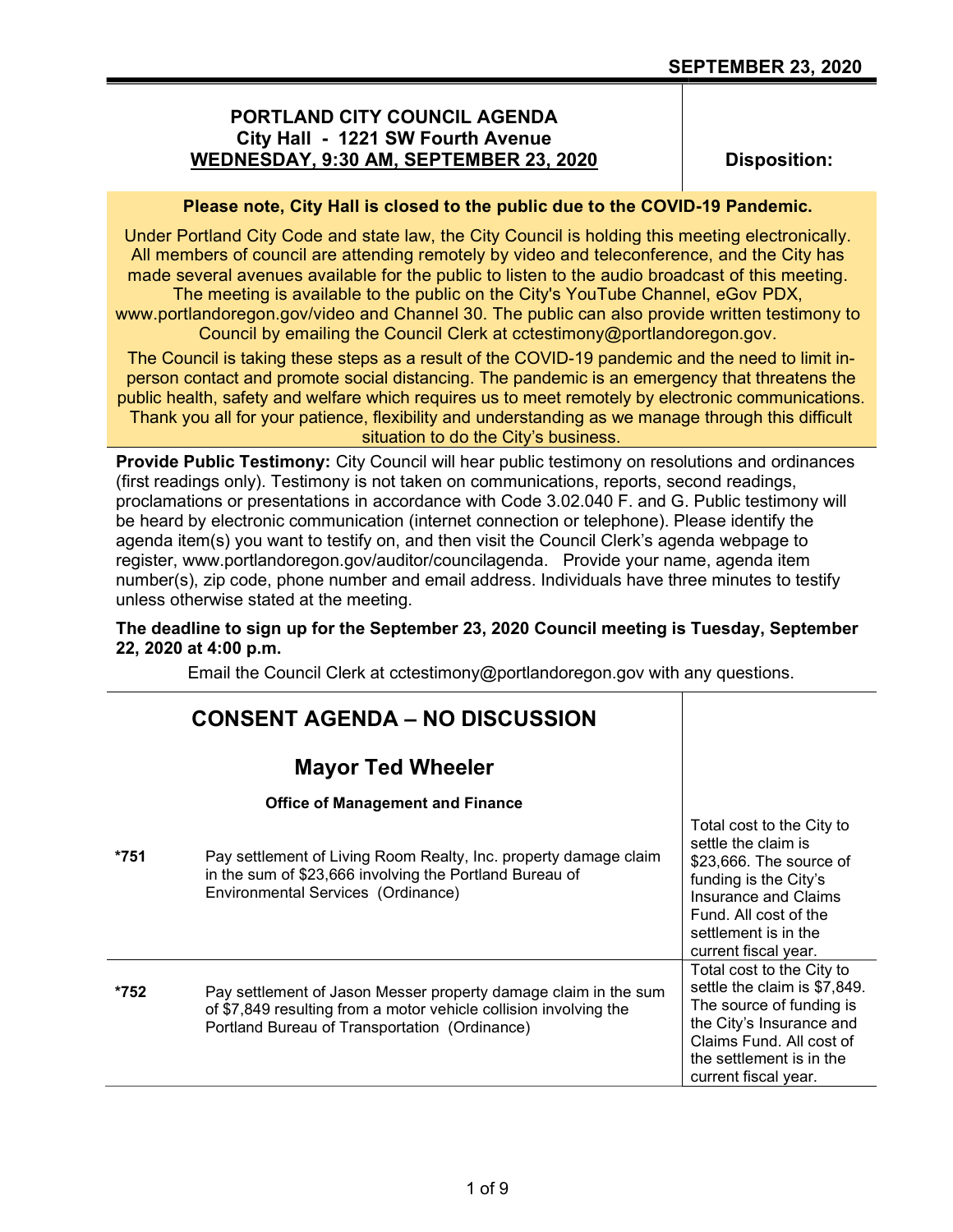**SEPTEMBER 23, 2020**

## PORTLAND CITY COUNCIL AGENDA
### City Hall - 1221 SW Fourth Avenue
### WEDNESDAY, 9:30 AM, SEPTEMBER 23, 2020

**Disposition:**

**Please note, City Hall is closed to the public due to the COVID-19 Pandemic.**

Under Portland City Code and state law, the City Council is holding this meeting electronically. All members of council are attending remotely by video and teleconference, and the City has made several avenues available for the public to listen to the audio broadcast of this meeting. The meeting is available to the public on the City's YouTube Channel, eGov PDX, www.portlandoregon.gov/video and Channel 30. The public can also provide written testimony to Council by emailing the Council Clerk at cctestimony@portlandoregon.gov.

The Council is taking these steps as a result of the COVID-19 pandemic and the need to limit in-person contact and promote social distancing. The pandemic is an emergency that threatens the public health, safety and welfare which requires us to meet remotely by electronic communications. Thank you all for your patience, flexibility and understanding as we manage through this difficult situation to do the City's business.

**Provide Public Testimony:** City Council will hear public testimony on resolutions and ordinances (first readings only). Testimony is not taken on communications, reports, second readings, proclamations or presentations in accordance with Code 3.02.040 F. and G. Public testimony will be heard by electronic communication (internet connection or telephone). Please identify the agenda item(s) you want to testify on, and then visit the Council Clerk's agenda webpage to register, www.portlandoregon.gov/auditor/councilagenda. Provide your name, agenda item number(s), zip code, phone number and email address. Individuals have three minutes to testify unless otherwise stated at the meeting.

**The deadline to sign up for the September 23, 2020 Council meeting is Tuesday, September 22, 2020 at 4:00 p.m.**

Email the Council Clerk at cctestimony@portlandoregon.gov with any questions.

## CONSENT AGENDA – NO DISCUSSION

### Mayor Ted Wheeler

**Office of Management and Finance**

| Item | Description | Disposition |
|---|---|---|
| *751 | Pay settlement of Living Room Realty, Inc. property damage claim in the sum of $23,666 involving the Portland Bureau of Environmental Services (Ordinance) | Total cost to the City to settle the claim is $23,666. The source of funding is the City's Insurance and Claims Fund. All cost of the settlement is in the current fiscal year. |
| *752 | Pay settlement of Jason Messer property damage claim in the sum of $7,849 resulting from a motor vehicle collision involving the Portland Bureau of Transportation (Ordinance) | Total cost to the City to settle the claim is $7,849. The source of funding is the City's Insurance and Claims Fund. All cost of the settlement is in the current fiscal year. |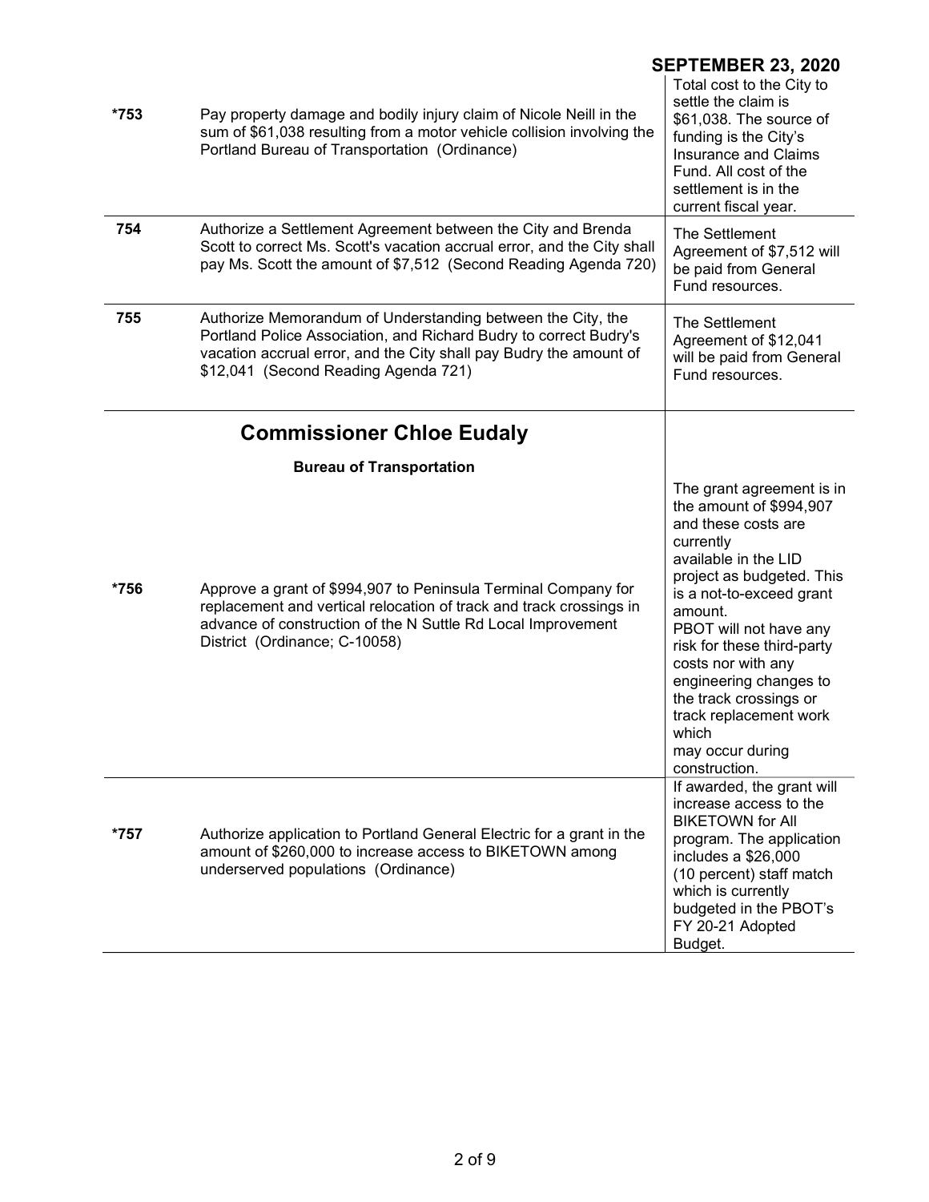**SEPTEMBER 23, 2020**

| | | |
|---|---|---|
| *753 | Pay property damage and bodily injury claim of Nicole Neill in the sum of $61,038 resulting from a motor vehicle collision involving the Portland Bureau of Transportation (Ordinance) | Total cost to the City to settle the claim is $61,038. The source of funding is the City's Insurance and Claims Fund. All cost of the settlement is in the current fiscal year. |
| 754 | Authorize a Settlement Agreement between the City and Brenda Scott to correct Ms. Scott's vacation accrual error, and the City shall pay Ms. Scott the amount of $7,512 (Second Reading Agenda 720) | The Settlement Agreement of $7,512 will be paid from General Fund resources. |
| 755 | Authorize Memorandum of Understanding between the City, the Portland Police Association, and Richard Budry to correct Budry's vacation accrual error, and the City shall pay Budry the amount of $12,041 (Second Reading Agenda 721) | The Settlement Agreement of $12,041 will be paid from General Fund resources. |

## Commissioner Chloe Eudaly

### Bureau of Transportation

| | | |
|---|---|---|
| *756 | Approve a grant of $994,907 to Peninsula Terminal Company for replacement and vertical relocation of track and track crossings in advance of construction of the N Suttle Rd Local Improvement District (Ordinance; C-10058) | The grant agreement is in the amount of $994,907 and these costs are currently available in the LID project as budgeted. This is a not-to-exceed grant amount. PBOT will not have any risk for these third-party costs nor with any engineering changes to the track crossings or track replacement work which may occur during construction. |
| *757 | Authorize application to Portland General Electric for a grant in the amount of $260,000 to increase access to BIKETOWN among underserved populations (Ordinance) | If awarded, the grant will increase access to the BIKETOWN for All program. The application includes a $26,000 (10 percent) staff match which is currently budgeted in the PBOT's FY 20-21 Adopted Budget. |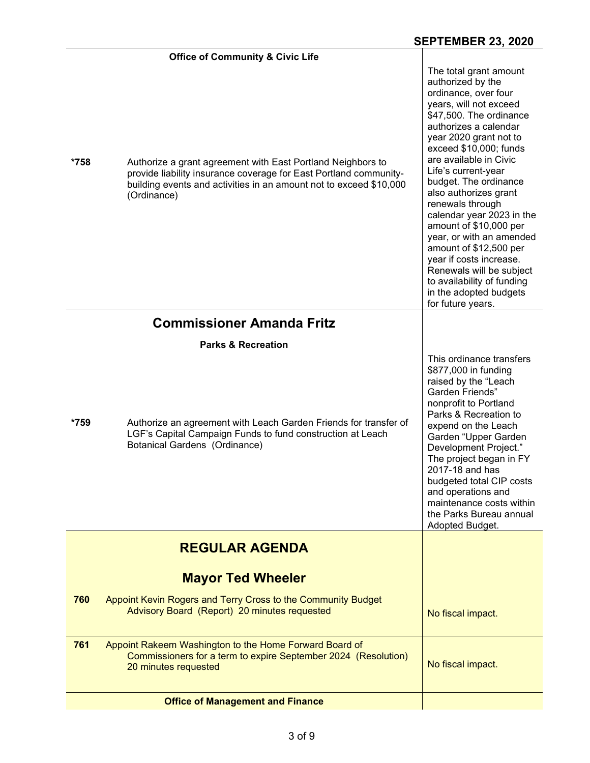**SEPTEMBER 23, 2020**

| | Item | Fiscal Impact |
|---|---|---|
| | **Office of Community & Civic Life** | |
| ***758** | Authorize a grant agreement with East Portland Neighbors to provide liability insurance coverage for East Portland community-building events and activities in an amount not to exceed $10,000 (Ordinance) | The total grant amount authorized by the ordinance, over four years, will not exceed $47,500. The ordinance authorizes a calendar year 2020 grant not to exceed $10,000; funds are available in Civic Life's current-year budget. The ordinance also authorizes grant renewals through calendar year 2023 in the amount of $10,000 per year, or with an amended amount of $12,500 per year if costs increase. Renewals will be subject to availability of funding in the adopted budgets for future years. |

## Commissioner Amanda Fritz

| | Item | Fiscal Impact |
|---|---|---|
| | **Parks & Recreation** | |
| ***759** | Authorize an agreement with Leach Garden Friends for transfer of LGF's Capital Campaign Funds to fund construction at Leach Botanical Gardens (Ordinance) | This ordinance transfers $877,000 in funding raised by the "Leach Garden Friends" nonprofit to Portland Parks & Recreation to expend on the Leach Garden "Upper Garden Development Project." The project began in FY 2017-18 and has budgeted total CIP costs and operations and maintenance costs within the Parks Bureau annual Adopted Budget. |

# REGULAR AGENDA

## Mayor Ted Wheeler

| | Item | Fiscal Impact |
|---|---|---|
| **760** | Appoint Kevin Rogers and Terry Cross to the Community Budget Advisory Board (Report) 20 minutes requested | No fiscal impact. |
| **761** | Appoint Rakeem Washington to the Home Forward Board of Commissioners for a term to expire September 2024 (Resolution) 20 minutes requested | No fiscal impact. |
| | **Office of Management and Finance** | |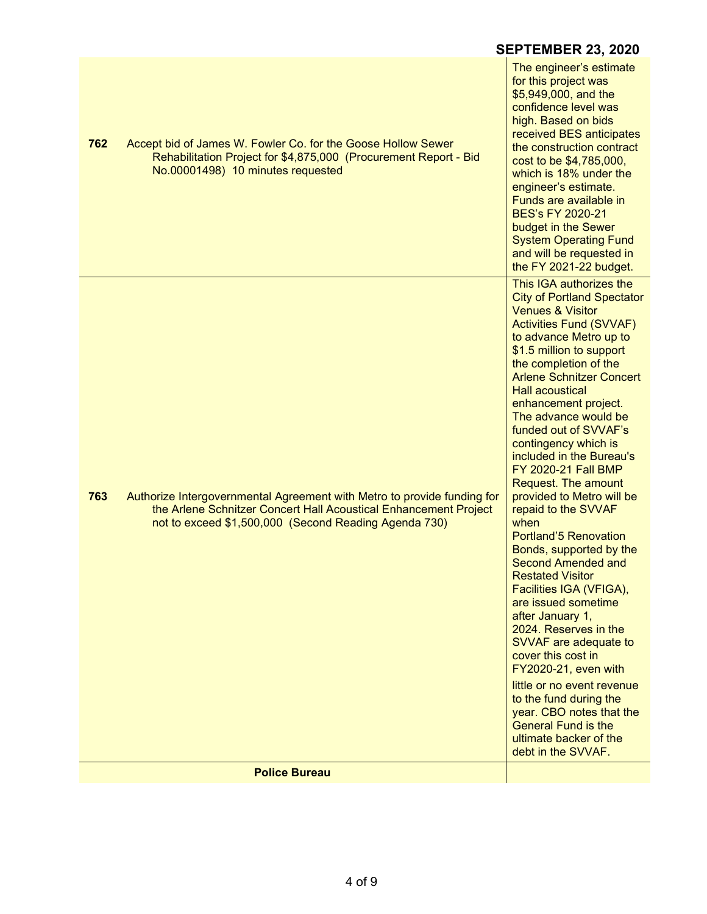| | | |
|---|---|---|
| **762** | Accept bid of James W. Fowler Co. for the Goose Hollow Sewer Rehabilitation Project for $4,875,000 (Procurement Report - Bid No.00001498) 10 minutes requested | The engineer's estimate for this project was $5,949,000, and the confidence level was high. Based on bids received BES anticipates the construction contract cost to be $4,785,000, which is 18% under the engineer's estimate. Funds are available in BES's FY 2020-21 budget in the Sewer System Operating Fund and will be requested in the FY 2021-22 budget. |
| **763** | Authorize Intergovernmental Agreement with Metro to provide funding for the Arlene Schnitzer Concert Hall Acoustical Enhancement Project not to exceed $1,500,000 (Second Reading Agenda 730) | This IGA authorizes the City of Portland Spectator Venues & Visitor Activities Fund (SVVAF) to advance Metro up to $1.5 million to support the completion of the Arlene Schnitzer Concert Hall acoustical enhancement project. The advance would be funded out of SVVAF's contingency which is included in the Bureau's FY 2020-21 Fall BMP Request. The amount provided to Metro will be repaid to the SVVAF when Portland'5 Renovation Bonds, supported by the Second Amended and Restated Visitor Facilities IGA (VFIGA), are issued sometime after January 1, 2024. Reserves in the SVVAF are adequate to cover this cost in FY2020-21, even with little or no event revenue to the fund during the year. CBO notes that the General Fund is the ultimate backer of the debt in the SVVAF. |
| | **Police Bureau** | |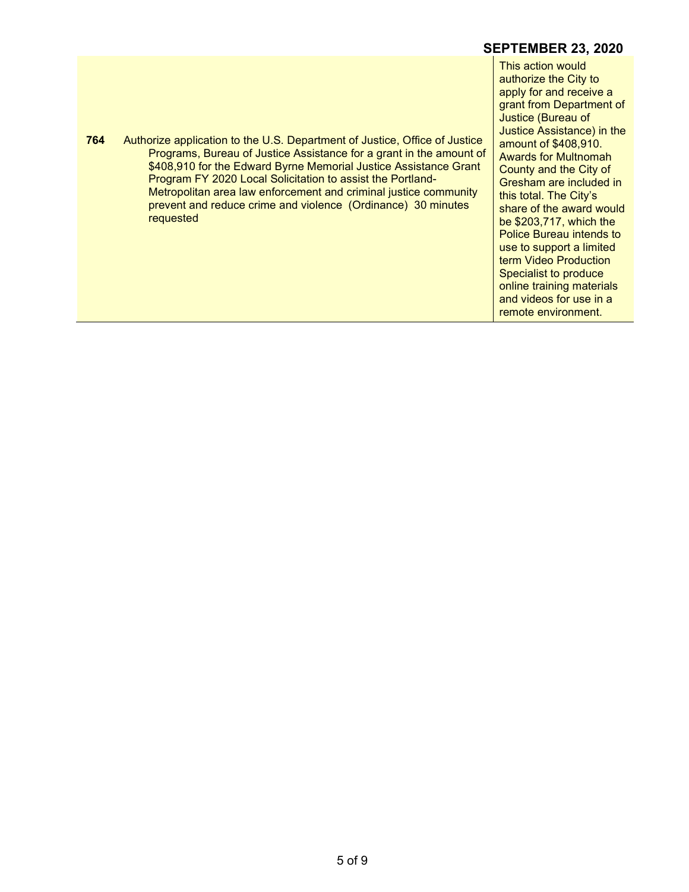## SEPTEMBER 23, 2020

| | | |
|---|---|---|
| **764** | Authorize application to the U.S. Department of Justice, Office of Justice Programs, Bureau of Justice Assistance for a grant in the amount of $408,910 for the Edward Byrne Memorial Justice Assistance Grant Program FY 2020 Local Solicitation to assist the Portland-Metropolitan area law enforcement and criminal justice community prevent and reduce crime and violence (Ordinance) 30 minutes requested | This action would authorize the City to apply for and receive a grant from Department of Justice (Bureau of Justice Assistance) in the amount of $408,910. Awards for Multnomah County and the City of Gresham are included in this total. The City's share of the award would be $203,717, which the Police Bureau intends to use to support a limited term Video Production Specialist to produce online training materials and videos for use in a remote environment. |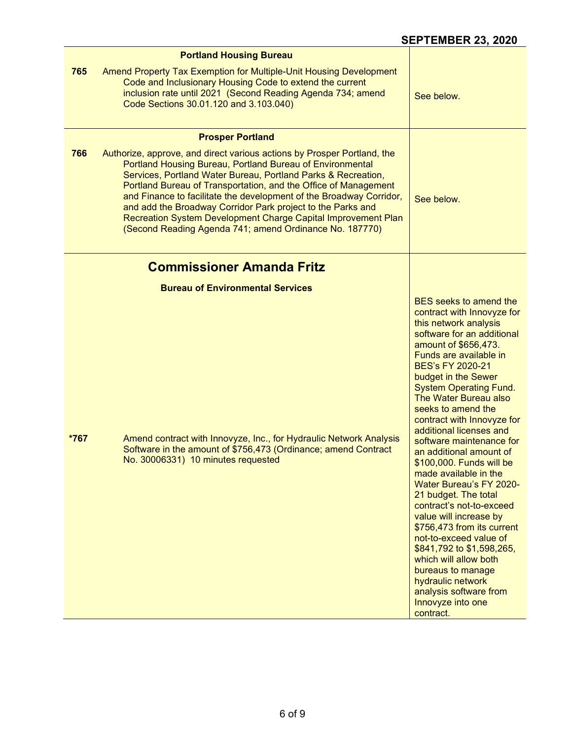**SEPTEMBER 23, 2020**

| | | |
|---|---|---|
| | **Portland Housing Bureau** | |
| 765 | Amend Property Tax Exemption for Multiple-Unit Housing Development Code and Inclusionary Housing Code to extend the current inclusion rate until 2021 (Second Reading Agenda 734; amend Code Sections 30.01.120 and 3.103.040) | See below. |
| | **Prosper Portland** | |
| 766 | Authorize, approve, and direct various actions by Prosper Portland, the Portland Housing Bureau, Portland Bureau of Environmental Services, Portland Water Bureau, Portland Parks & Recreation, Portland Bureau of Transportation, and the Office of Management and Finance to facilitate the development of the Broadway Corridor, and add the Broadway Corridor Park project to the Parks and Recreation System Development Charge Capital Improvement Plan (Second Reading Agenda 741; amend Ordinance No. 187770) | See below. |

## Commissioner Amanda Fritz

**Bureau of Environmental Services**

| | | |
|---|---|---|
| *767 | Amend contract with Innovyze, Inc., for Hydraulic Network Analysis Software in the amount of $756,473 (Ordinance; amend Contract No. 30006331) 10 minutes requested | BES seeks to amend the contract with Innovyze for this network analysis software for an additional amount of $656,473. Funds are available in BES's FY 2020-21 budget in the Sewer System Operating Fund. The Water Bureau also seeks to amend the contract with Innovyze for additional licenses and software maintenance for an additional amount of $100,000. Funds will be made available in the Water Bureau's FY 2020-21 budget. The total contract's not-to-exceed value will increase by $756,473 from its current not-to-exceed value of $841,792 to $1,598,265, which will allow both bureaus to manage hydraulic network analysis software from Innovyze into one contract. |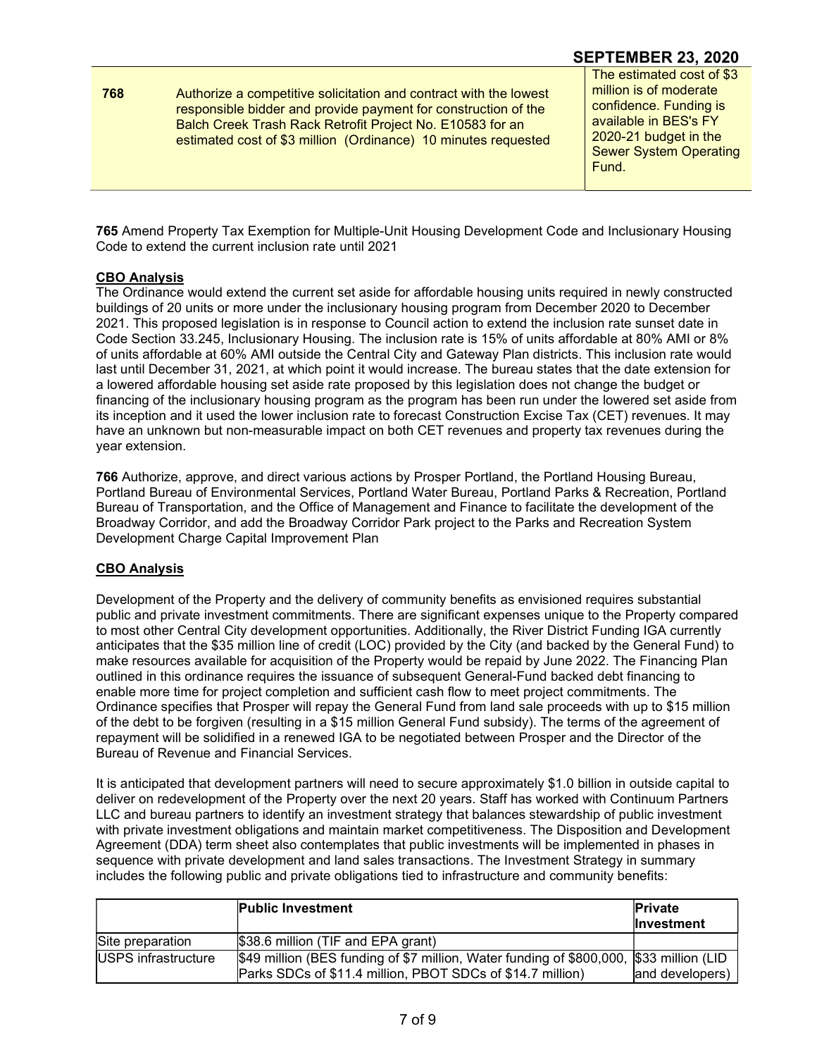**SEPTEMBER 23, 2020**

| | | |
|---|---|---|
| **768** | Authorize a competitive solicitation and contract with the lowest responsible bidder and provide payment for construction of the Balch Creek Trash Rack Retrofit Project No. E10583 for an estimated cost of $3 million (Ordinance) 10 minutes requested | The estimated cost of $3 million is of moderate confidence. Funding is available in BES's FY 2020-21 budget in the Sewer System Operating Fund. |

**765** Amend Property Tax Exemption for Multiple-Unit Housing Development Code and Inclusionary Housing Code to extend the current inclusion rate until 2021

**CBO Analysis**

The Ordinance would extend the current set aside for affordable housing units required in newly constructed buildings of 20 units or more under the inclusionary housing program from December 2020 to December 2021. This proposed legislation is in response to Council action to extend the inclusion rate sunset date in Code Section 33.245, Inclusionary Housing. The inclusion rate is 15% of units affordable at 80% AMI or 8% of units affordable at 60% AMI outside the Central City and Gateway Plan districts. This inclusion rate would last until December 31, 2021, at which point it would increase. The bureau states that the date extension for a lowered affordable housing set aside rate proposed by this legislation does not change the budget or financing of the inclusionary housing program as the program has been run under the lowered set aside from its inception and it used the lower inclusion rate to forecast Construction Excise Tax (CET) revenues. It may have an unknown but non-measurable impact on both CET revenues and property tax revenues during the year extension.

**766** Authorize, approve, and direct various actions by Prosper Portland, the Portland Housing Bureau, Portland Bureau of Environmental Services, Portland Water Bureau, Portland Parks & Recreation, Portland Bureau of Transportation, and the Office of Management and Finance to facilitate the development of the Broadway Corridor, and add the Broadway Corridor Park project to the Parks and Recreation System Development Charge Capital Improvement Plan

**CBO Analysis**

Development of the Property and the delivery of community benefits as envisioned requires substantial public and private investment commitments. There are significant expenses unique to the Property compared to most other Central City development opportunities. Additionally, the River District Funding IGA currently anticipates that the $35 million line of credit (LOC) provided by the City (and backed by the General Fund) to make resources available for acquisition of the Property would be repaid by June 2022. The Financing Plan outlined in this ordinance requires the issuance of subsequent General-Fund backed debt financing to enable more time for project completion and sufficient cash flow to meet project commitments. The Ordinance specifies that Prosper will repay the General Fund from land sale proceeds with up to $15 million of the debt to be forgiven (resulting in a $15 million General Fund subsidy). The terms of the agreement of repayment will be solidified in a renewed IGA to be negotiated between Prosper and the Director of the Bureau of Revenue and Financial Services.

It is anticipated that development partners will need to secure approximately $1.0 billion in outside capital to deliver on redevelopment of the Property over the next 20 years. Staff has worked with Continuum Partners LLC and bureau partners to identify an investment strategy that balances stewardship of public investment with private investment obligations and maintain market competitiveness. The Disposition and Development Agreement (DDA) term sheet also contemplates that public investments will be implemented in phases in sequence with private development and land sales transactions. The Investment Strategy in summary includes the following public and private obligations tied to infrastructure and community benefits:

| | **Public Investment** | **Private Investment** |
|---|---|---|
| Site preparation | $38.6 million (TIF and EPA grant) | |
| USPS infrastructure | $49 million (BES funding of $7 million, Water funding of $800,000, Parks SDCs of $11.4 million, PBOT SDCs of $14.7 million) | $33 million (LID and developers) |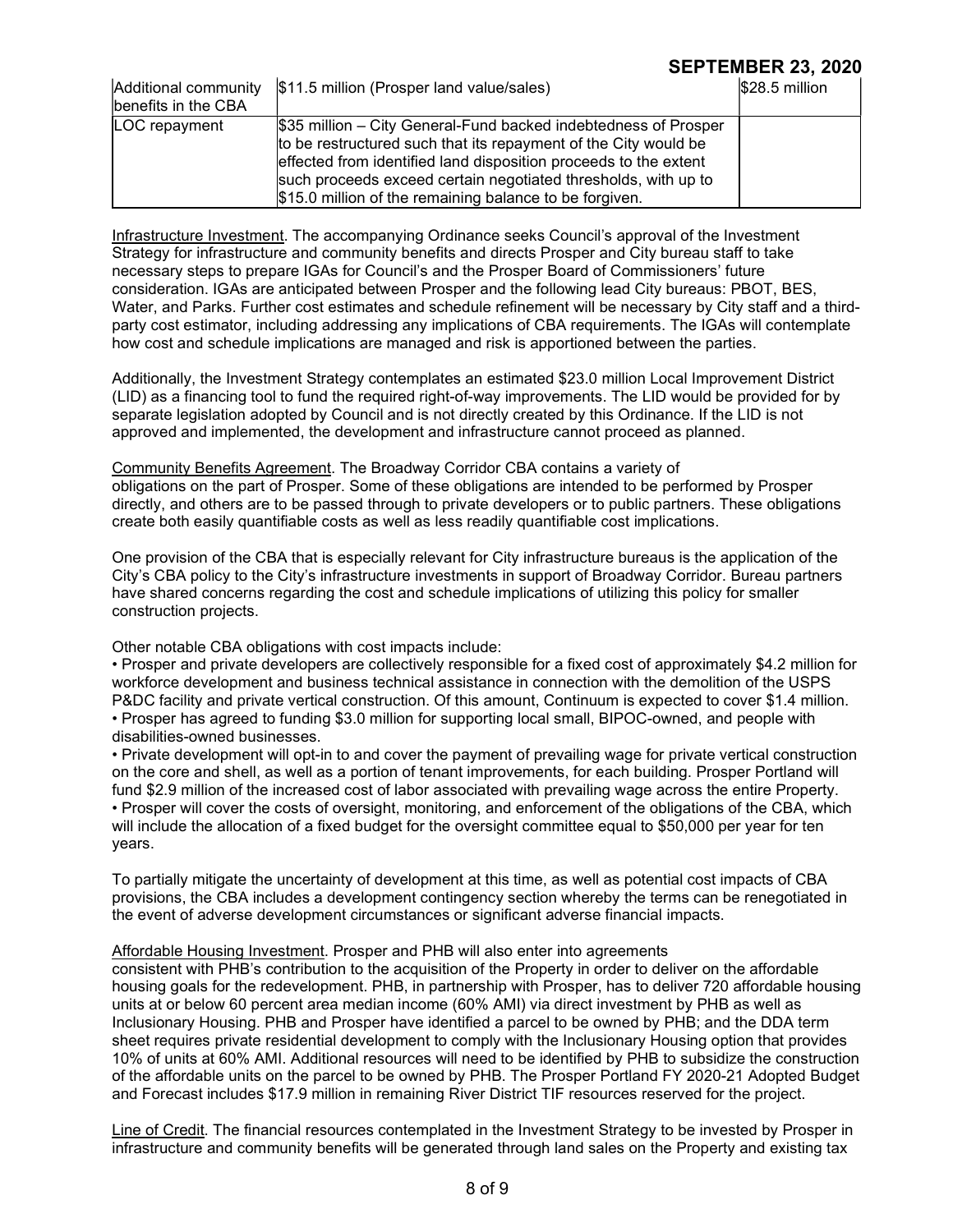| Additional community benefits in the CBA | $11.5 million (Prosper land value/sales) | $28.5 million |
| --- | --- | --- |
| LOC repayment | $35 million – City General-Fund backed indebtedness of Prosper to be restructured such that its repayment of the City would be effected from identified land disposition proceeds to the extent such proceeds exceed certain negotiated thresholds, with up to $15.0 million of the remaining balance to be forgiven. | |

Infrastructure Investment. The accompanying Ordinance seeks Council's approval of the Investment Strategy for infrastructure and community benefits and directs Prosper and City bureau staff to take necessary steps to prepare IGAs for Council's and the Prosper Board of Commissioners' future consideration. IGAs are anticipated between Prosper and the following lead City bureaus: PBOT, BES, Water, and Parks. Further cost estimates and schedule refinement will be necessary by City staff and a third-party cost estimator, including addressing any implications of CBA requirements. The IGAs will contemplate how cost and schedule implications are managed and risk is apportioned between the parties.

Additionally, the Investment Strategy contemplates an estimated $23.0 million Local Improvement District (LID) as a financing tool to fund the required right-of-way improvements. The LID would be provided for by separate legislation adopted by Council and is not directly created by this Ordinance. If the LID is not approved and implemented, the development and infrastructure cannot proceed as planned.

Community Benefits Agreement. The Broadway Corridor CBA contains a variety of obligations on the part of Prosper. Some of these obligations are intended to be performed by Prosper directly, and others are to be passed through to private developers or to public partners. These obligations create both easily quantifiable costs as well as less readily quantifiable cost implications.

One provision of the CBA that is especially relevant for City infrastructure bureaus is the application of the City's CBA policy to the City's infrastructure investments in support of Broadway Corridor. Bureau partners have shared concerns regarding the cost and schedule implications of utilizing this policy for smaller construction projects.

Other notable CBA obligations with cost impacts include:

- Prosper and private developers are collectively responsible for a fixed cost of approximately $4.2 million for workforce development and business technical assistance in connection with the demolition of the USPS P&DC facility and private vertical construction. Of this amount, Continuum is expected to cover $1.4 million.
- Prosper has agreed to funding $3.0 million for supporting local small, BIPOC-owned, and people with disabilities-owned businesses.
- Private development will opt-in to and cover the payment of prevailing wage for private vertical construction on the core and shell, as well as a portion of tenant improvements, for each building. Prosper Portland will fund $2.9 million of the increased cost of labor associated with prevailing wage across the entire Property.
- Prosper will cover the costs of oversight, monitoring, and enforcement of the obligations of the CBA, which will include the allocation of a fixed budget for the oversight committee equal to $50,000 per year for ten years.

To partially mitigate the uncertainty of development at this time, as well as potential cost impacts of CBA provisions, the CBA includes a development contingency section whereby the terms can be renegotiated in the event of adverse development circumstances or significant adverse financial impacts.

Affordable Housing Investment. Prosper and PHB will also enter into agreements consistent with PHB's contribution to the acquisition of the Property in order to deliver on the affordable housing goals for the redevelopment. PHB, in partnership with Prosper, has to deliver 720 affordable housing units at or below 60 percent area median income (60% AMI) via direct investment by PHB as well as Inclusionary Housing. PHB and Prosper have identified a parcel to be owned by PHB; and the DDA term sheet requires private residential development to comply with the Inclusionary Housing option that provides 10% of units at 60% AMI. Additional resources will need to be identified by PHB to subsidize the construction of the affordable units on the parcel to be owned by PHB. The Prosper Portland FY 2020-21 Adopted Budget and Forecast includes $17.9 million in remaining River District TIF resources reserved for the project.

Line of Credit. The financial resources contemplated in the Investment Strategy to be invested by Prosper in infrastructure and community benefits will be generated through land sales on the Property and existing tax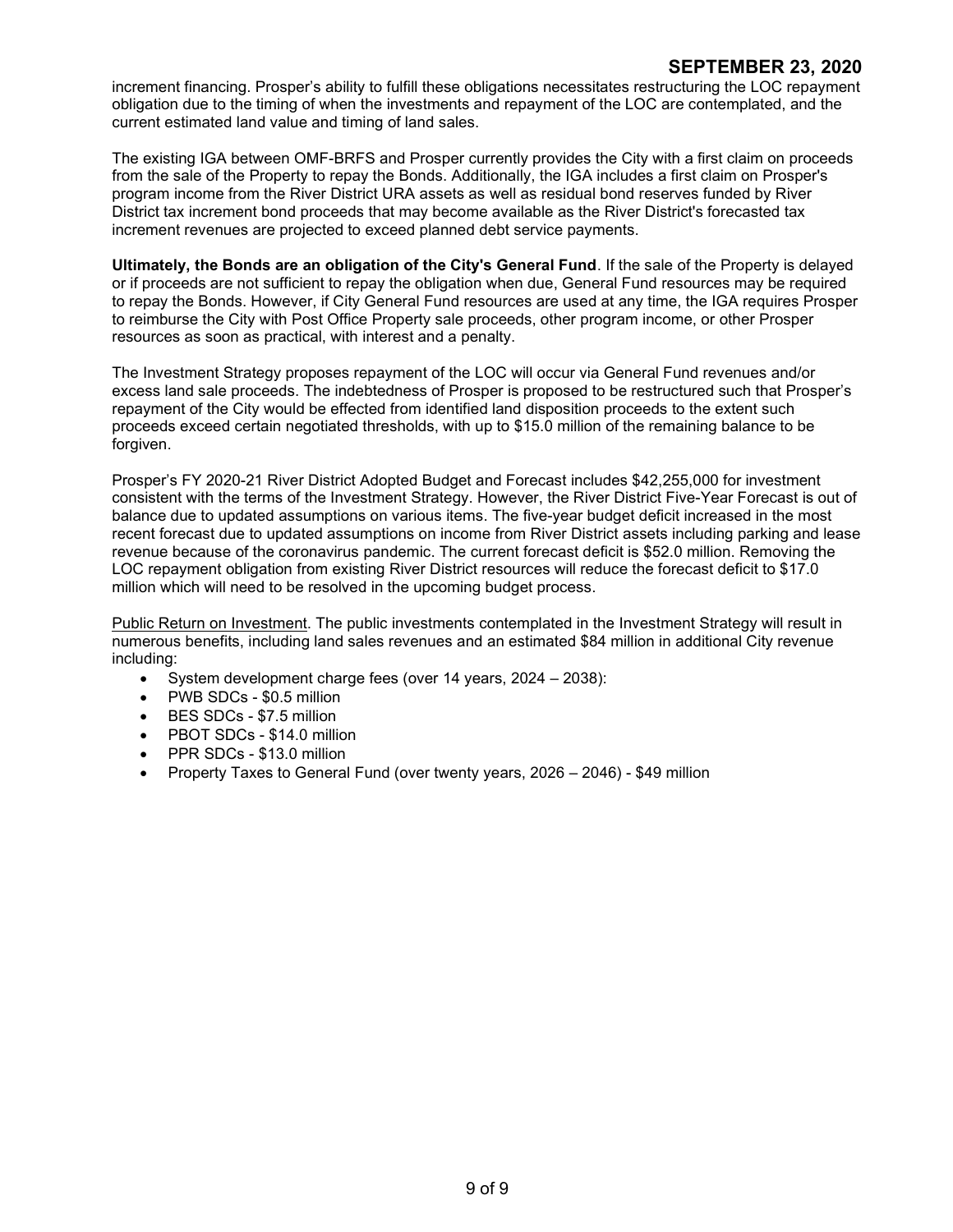increment financing. Prosper's ability to fulfill these obligations necessitates restructuring the LOC repayment obligation due to the timing of when the investments and repayment of the LOC are contemplated, and the current estimated land value and timing of land sales.

The existing IGA between OMF-BRFS and Prosper currently provides the City with a first claim on proceeds from the sale of the Property to repay the Bonds. Additionally, the IGA includes a first claim on Prosper's program income from the River District URA assets as well as residual bond reserves funded by River District tax increment bond proceeds that may become available as the River District's forecasted tax increment revenues are projected to exceed planned debt service payments.

**Ultimately, the Bonds are an obligation of the City's General Fund**. If the sale of the Property is delayed or if proceeds are not sufficient to repay the obligation when due, General Fund resources may be required to repay the Bonds. However, if City General Fund resources are used at any time, the IGA requires Prosper to reimburse the City with Post Office Property sale proceeds, other program income, or other Prosper resources as soon as practical, with interest and a penalty.

The Investment Strategy proposes repayment of the LOC will occur via General Fund revenues and/or excess land sale proceeds. The indebtedness of Prosper is proposed to be restructured such that Prosper's repayment of the City would be effected from identified land disposition proceeds to the extent such proceeds exceed certain negotiated thresholds, with up to $15.0 million of the remaining balance to be forgiven.

Prosper's FY 2020-21 River District Adopted Budget and Forecast includes $42,255,000 for investment consistent with the terms of the Investment Strategy. However, the River District Five-Year Forecast is out of balance due to updated assumptions on various items. The five-year budget deficit increased in the most recent forecast due to updated assumptions on income from River District assets including parking and lease revenue because of the coronavirus pandemic. The current forecast deficit is $52.0 million. Removing the LOC repayment obligation from existing River District resources will reduce the forecast deficit to $17.0 million which will need to be resolved in the upcoming budget process.

Public Return on Investment. The public investments contemplated in the Investment Strategy will result in numerous benefits, including land sales revenues and an estimated $84 million in additional City revenue including:

- System development charge fees (over 14 years, 2024 – 2038):
- PWB SDCs - $0.5 million
- BES SDCs - $7.5 million
- PBOT SDCs - $14.0 million
- PPR SDCs - $13.0 million
- Property Taxes to General Fund (over twenty years, 2026 – 2046) - $49 million